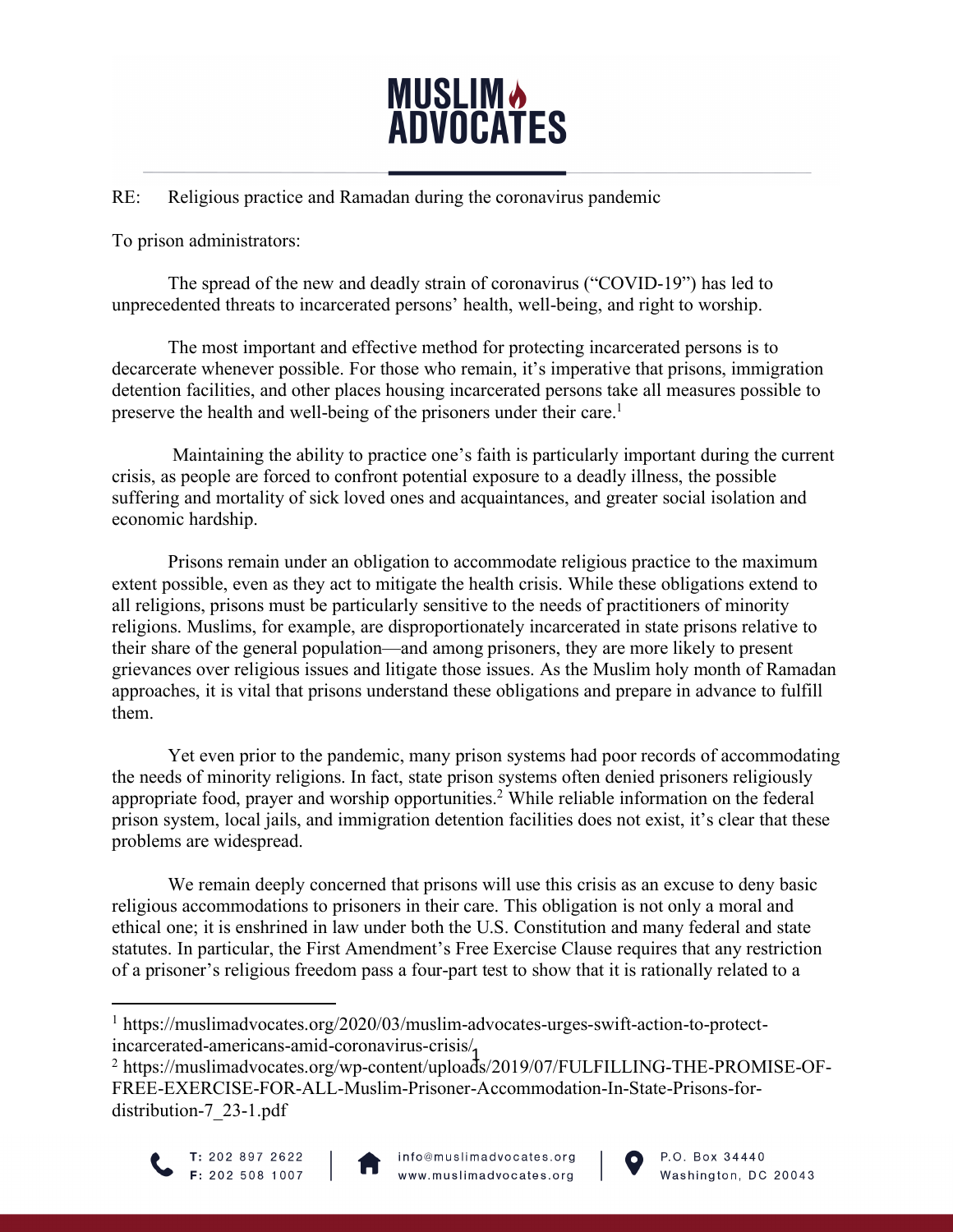# MUSLIM ADVOCATES

RE: Religious practice and Ramadan during the coronavirus pandemic

To prison administrators:

The spread of the new and deadly strain of coronavirus ("COVID-19") has led to unprecedented threats to incarcerated persons' health, well-being, and right to worship.

The most important and effective method for protecting incarcerated persons is to decarcerate whenever possible. For those who remain, it's imperative that prisons, immigration detention facilities, and other places housing incarcerated persons take all measures possible to preserve the health and well-being of the prisoners under their care.[1]

Maintaining the ability to practice one's faith is particularly important during the current crisis, as people are forced to confront potential exposure to a deadly illness, the possible suffering and mortality of sick loved ones and acquaintances, and greater social isolation and economic hardship.

Prisons remain under an obligation to accommodate religious practice to the maximum extent possible, even as they act to mitigate the health crisis. While these obligations extend to all religions, prisons must be particularly sensitive to the needs of practitioners of minority religions. Muslims, for example, are disproportionately incarcerated in state prisons relative to their share of the general population—and among prisoners, they are more likely to present grievances over religious issues and litigate those issues. As the Muslim holy month of Ramadan approaches, it is vital that prisons understand these obligations and prepare in advance to fulfill them.

Yet even prior to the pandemic, many prison systems had poor records of accommodating the needs of minority religions. In fact, state prison systems often denied prisoners religiously appropriate food, prayer and worship opportunities.[2] While reliable information on the federal prison system, local jails, and immigration detention facilities does not exist, it's clear that these problems are widespread.

We remain deeply concerned that prisons will use this crisis as an excuse to deny basic religious accommodations to prisoners in their care. This obligation is not only a moral and ethical one; it is enshrined in law under both the U.S. Constitution and many federal and state statutes. In particular, the First Amendment's Free Exercise Clause requires that any restriction of a prisoner's religious freedom pass a four-part test to show that it is rationally related to a

---

[1] https://muslimadvocates.org/2020/03/muslim-advocates-urges-swift-action-to-protect-incarcerated-americans-amid-coronavirus-crisis/

[2] https://muslimadvocates.org/wp-content/uploads/2019/07/FULFILLING-THE-PROMISE-OF-FREE-EXERCISE-FOR-ALL-Muslim-Prisoner-Accommodation-In-State-Prisons-for-distribution-7_23-1.pdf

T: 202 897 2622 | F: 202 508 1007 | info@muslimadvocates.org | www.muslimadvocates.org | P.O. Box 34440 Washington, DC 20043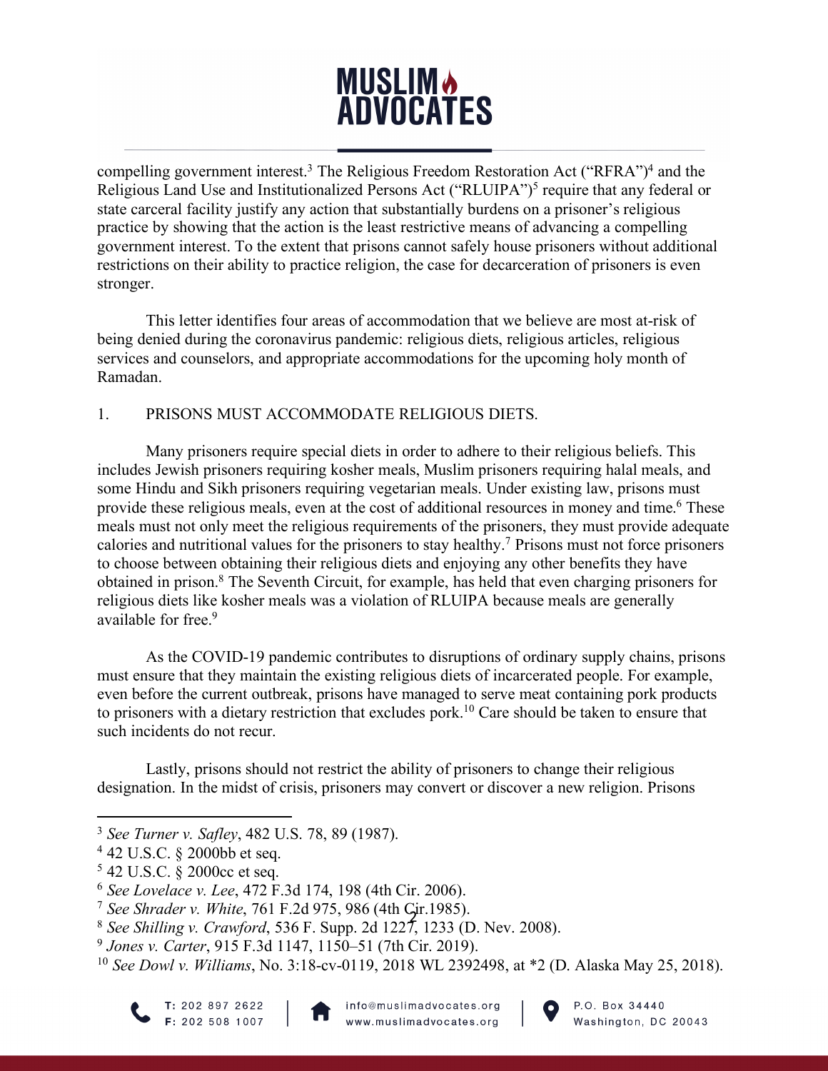compelling government interest.[3] The Religious Freedom Restoration Act ("RFRA")[4] and the Religious Land Use and Institutionalized Persons Act ("RLUIPA")[5] require that any federal or state carceral facility justify any action that substantially burdens on a prisoner's religious practice by showing that the action is the least restrictive means of advancing a compelling government interest. To the extent that prisons cannot safely house prisoners without additional restrictions on their ability to practice religion, the case for decarceration of prisoners is even stronger.

This letter identifies four areas of accommodation that we believe are most at-risk of being denied during the coronavirus pandemic: religious diets, religious articles, religious services and counselors, and appropriate accommodations for the upcoming holy month of Ramadan.

1. PRISONS MUST ACCOMMODATE RELIGIOUS DIETS.

Many prisoners require special diets in order to adhere to their religious beliefs. This includes Jewish prisoners requiring kosher meals, Muslim prisoners requiring halal meals, and some Hindu and Sikh prisoners requiring vegetarian meals. Under existing law, prisons must provide these religious meals, even at the cost of additional resources in money and time.[6] These meals must not only meet the religious requirements of the prisoners, they must provide adequate calories and nutritional values for the prisoners to stay healthy.[7] Prisons must not force prisoners to choose between obtaining their religious diets and enjoying any other benefits they have obtained in prison.[8] The Seventh Circuit, for example, has held that even charging prisoners for religious diets like kosher meals was a violation of RLUIPA because meals are generally available for free.[9]

As the COVID-19 pandemic contributes to disruptions of ordinary supply chains, prisons must ensure that they maintain the existing religious diets of incarcerated people. For example, even before the current outbreak, prisons have managed to serve meat containing pork products to prisoners with a dietary restriction that excludes pork.[10] Care should be taken to ensure that such incidents do not recur.

Lastly, prisons should not restrict the ability of prisoners to change their religious designation. In the midst of crisis, prisoners may convert or discover a new religion. Prisons

---

[3] *See Turner v. Safley*, 482 U.S. 78, 89 (1987).
[4] 42 U.S.C. § 2000bb et seq.
[5] 42 U.S.C. § 2000cc et seq.
[6] *See Lovelace v. Lee*, 472 F.3d 174, 198 (4th Cir. 2006).
[7] *See Shrader v. White*, 761 F.2d 975, 986 (4th Cir.1985).
[8] *See Shilling v. Crawford*, 536 F. Supp. 2d 1227, 1233 (D. Nev. 2008).
[9] *Jones v. Carter*, 915 F.3d 1147, 1150–51 (7th Cir. 2019).
[10] *See Dowl v. Williams*, No. 3:18-cv-0119, 2018 WL 2392498, at *2 (D. Alaska May 25, 2018).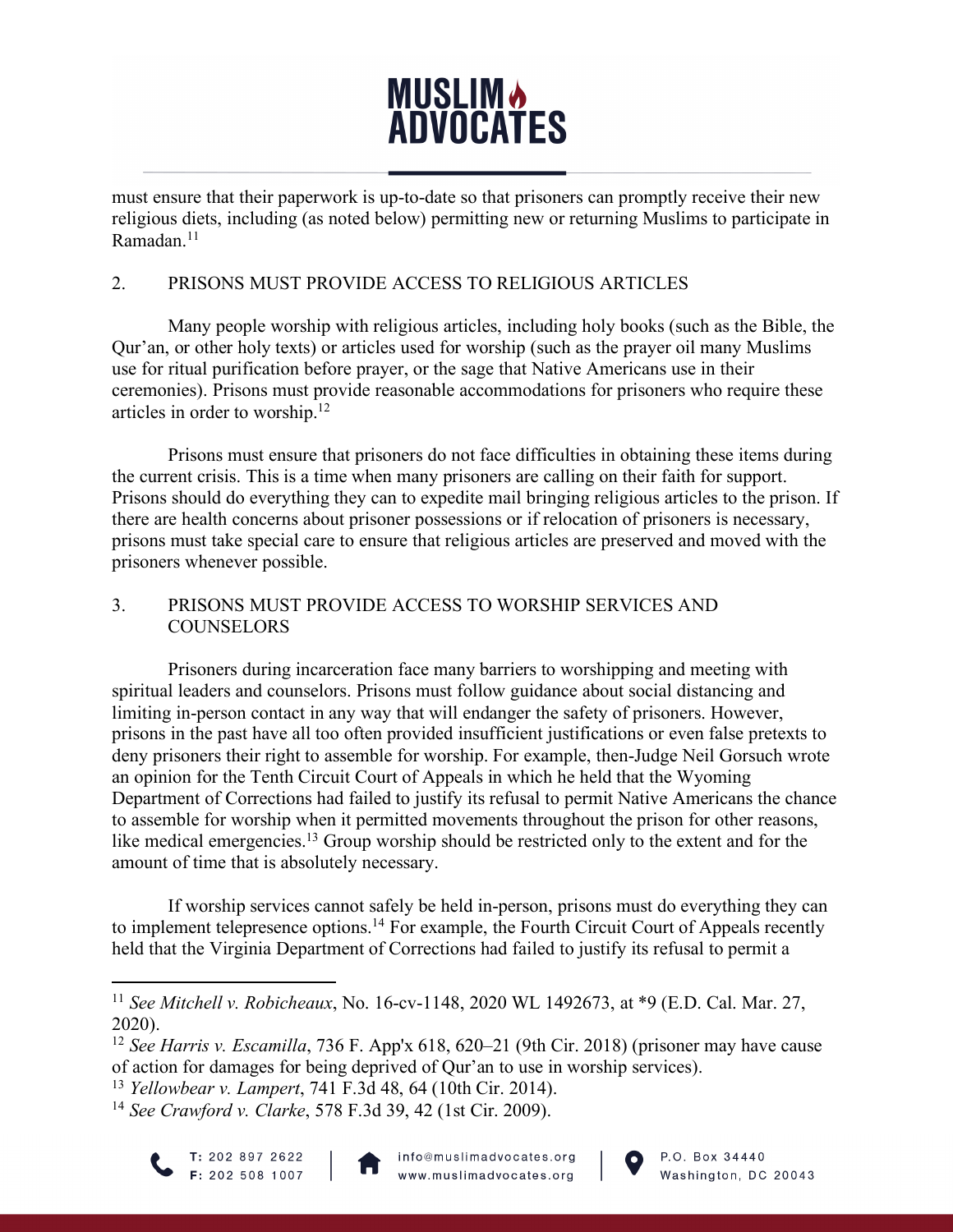must ensure that their paperwork is up-to-date so that prisoners can promptly receive their new religious diets, including (as noted below) permitting new or returning Muslims to participate in Ramadan.[11]

## 2. PRISONS MUST PROVIDE ACCESS TO RELIGIOUS ARTICLES

Many people worship with religious articles, including holy books (such as the Bible, the Qur'an, or other holy texts) or articles used for worship (such as the prayer oil many Muslims use for ritual purification before prayer, or the sage that Native Americans use in their ceremonies). Prisons must provide reasonable accommodations for prisoners who require these articles in order to worship.[12]

Prisons must ensure that prisoners do not face difficulties in obtaining these items during the current crisis. This is a time when many prisoners are calling on their faith for support. Prisons should do everything they can to expedite mail bringing religious articles to the prison. If there are health concerns about prisoner possessions or if relocation of prisoners is necessary, prisons must take special care to ensure that religious articles are preserved and moved with the prisoners whenever possible.

## 3. PRISONS MUST PROVIDE ACCESS TO WORSHIP SERVICES AND COUNSELORS

Prisoners during incarceration face many barriers to worshipping and meeting with spiritual leaders and counselors. Prisons must follow guidance about social distancing and limiting in-person contact in any way that will endanger the safety of prisoners. However, prisons in the past have all too often provided insufficient justifications or even false pretexts to deny prisoners their right to assemble for worship. For example, then-Judge Neil Gorsuch wrote an opinion for the Tenth Circuit Court of Appeals in which he held that the Wyoming Department of Corrections had failed to justify its refusal to permit Native Americans the chance to assemble for worship when it permitted movements throughout the prison for other reasons, like medical emergencies.[13] Group worship should be restricted only to the extent and for the amount of time that is absolutely necessary.

If worship services cannot safely be held in-person, prisons must do everything they can to implement telepresence options.[14] For example, the Fourth Circuit Court of Appeals recently held that the Virginia Department of Corrections had failed to justify its refusal to permit a

---

[11] *See Mitchell v. Robicheaux*, No. 16-cv-1148, 2020 WL 1492673, at *9 (E.D. Cal. Mar. 27, 2020).

[12] *See Harris v. Escamilla*, 736 F. App'x 618, 620–21 (9th Cir. 2018) (prisoner may have cause of action for damages for being deprived of Qur'an to use in worship services).

[13] *Yellowbear v. Lampert*, 741 F.3d 48, 64 (10th Cir. 2014).

[14] *See Crawford v. Clarke*, 578 F.3d 39, 42 (1st Cir. 2009).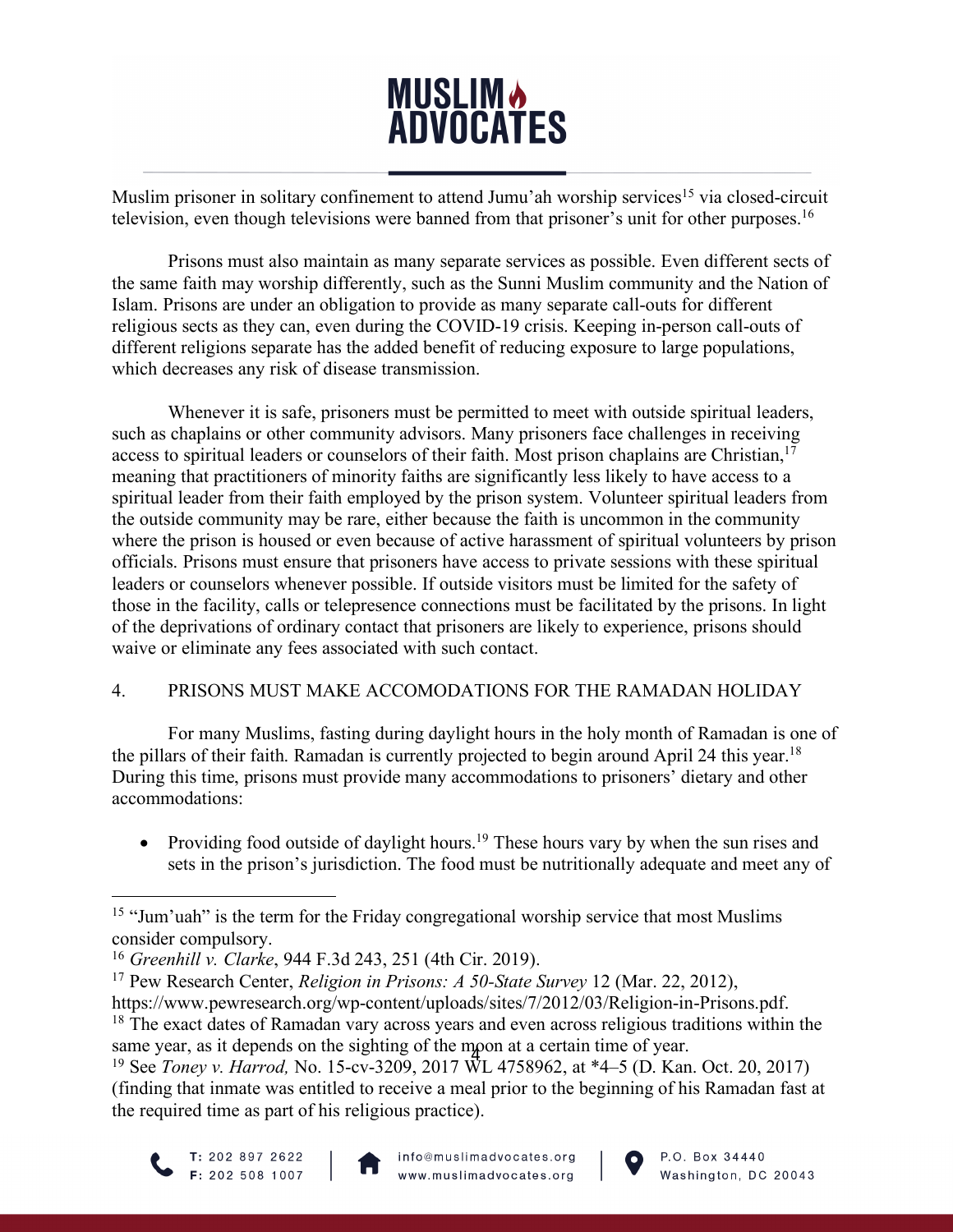Muslim prisoner in solitary confinement to attend Jumu'ah worship services[15] via closed-circuit television, even though televisions were banned from that prisoner's unit for other purposes.[16]

Prisons must also maintain as many separate services as possible. Even different sects of the same faith may worship differently, such as the Sunni Muslim community and the Nation of Islam. Prisons are under an obligation to provide as many separate call-outs for different religious sects as they can, even during the COVID-19 crisis. Keeping in-person call-outs of different religions separate has the added benefit of reducing exposure to large populations, which decreases any risk of disease transmission.

Whenever it is safe, prisoners must be permitted to meet with outside spiritual leaders, such as chaplains or other community advisors. Many prisoners face challenges in receiving access to spiritual leaders or counselors of their faith. Most prison chaplains are Christian,[17] meaning that practitioners of minority faiths are significantly less likely to have access to a spiritual leader from their faith employed by the prison system. Volunteer spiritual leaders from the outside community may be rare, either because the faith is uncommon in the community where the prison is housed or even because of active harassment of spiritual volunteers by prison officials. Prisons must ensure that prisoners have access to private sessions with these spiritual leaders or counselors whenever possible. If outside visitors must be limited for the safety of those in the facility, calls or telepresence connections must be facilitated by the prisons. In light of the deprivations of ordinary contact that prisoners are likely to experience, prisons should waive or eliminate any fees associated with such contact.

## 4. PRISONS MUST MAKE ACCOMODATIONS FOR THE RAMADAN HOLIDAY

For many Muslims, fasting during daylight hours in the holy month of Ramadan is one of the pillars of their faith. Ramadan is currently projected to begin around April 24 this year.[18] During this time, prisons must provide many accommodations to prisoners' dietary and other accommodations:

- Providing food outside of daylight hours.[19] These hours vary by when the sun rises and sets in the prison's jurisdiction. The food must be nutritionally adequate and meet any of

---

[15] "Jum'uah" is the term for the Friday congregational worship service that most Muslims consider compulsory.

[16] *Greenhill v. Clarke*, 944 F.3d 243, 251 (4th Cir. 2019).

[17] Pew Research Center, *Religion in Prisons: A 50-State Survey* 12 (Mar. 22, 2012), https://www.pewresearch.org/wp-content/uploads/sites/7/2012/03/Religion-in-Prisons.pdf.

[18] The exact dates of Ramadan vary across years and even across religious traditions within the same year, as it depends on the sighting of the moon at a certain time of year.

[19] See *Toney v. Harrod,* No. 15-cv-3209, 2017 WL 4758962, at *4–5 (D. Kan. Oct. 20, 2017) (finding that inmate was entitled to receive a meal prior to the beginning of his Ramadan fast at the required time as part of his religious practice).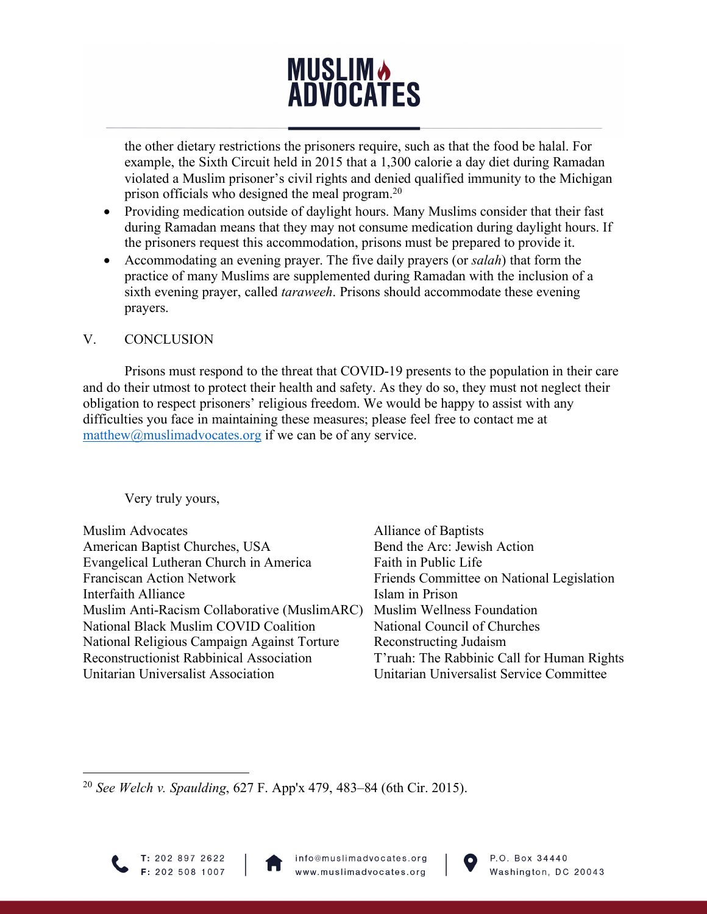the other dietary restrictions the prisoners require, such as that the food be halal. For example, the Sixth Circuit held in 2015 that a 1,300 calorie a day diet during Ramadan violated a Muslim prisoner's civil rights and denied qualified immunity to the Michigan prison officials who designed the meal program.[20]

- Providing medication outside of daylight hours. Many Muslims consider that their fast during Ramadan means that they may not consume medication during daylight hours. If the prisoners request this accommodation, prisons must be prepared to provide it.
- Accommodating an evening prayer. The five daily prayers (or *salah*) that form the practice of many Muslims are supplemented during Ramadan with the inclusion of a sixth evening prayer, called *taraweeh*. Prisons should accommodate these evening prayers.

## V. CONCLUSION

Prisons must respond to the threat that COVID-19 presents to the population in their care and do their utmost to protect their health and safety. As they do so, they must not neglect their obligation to respect prisoners' religious freedom. We would be happy to assist with any difficulties you face in maintaining these measures; please feel free to contact me at matthew@muslimadvocates.org if we can be of any service.

Very truly yours,

Muslim Advocates
American Baptist Churches, USA
Evangelical Lutheran Church in America
Franciscan Action Network
Interfaith Alliance
Muslim Anti-Racism Collaborative (MuslimARC)
National Black Muslim COVID Coalition
National Religious Campaign Against Torture
Reconstructionist Rabbinical Association
Unitarian Universalist Association
Alliance of Baptists
Bend the Arc: Jewish Action
Faith in Public Life
Friends Committee on National Legislation
Islam in Prison
Muslim Wellness Foundation
National Council of Churches
Reconstructing Judaism
T'ruah: The Rabbinic Call for Human Rights
Unitarian Universalist Service Committee

[20] *See Welch v. Spaulding*, 627 F. App'x 479, 483–84 (6th Cir. 2015).